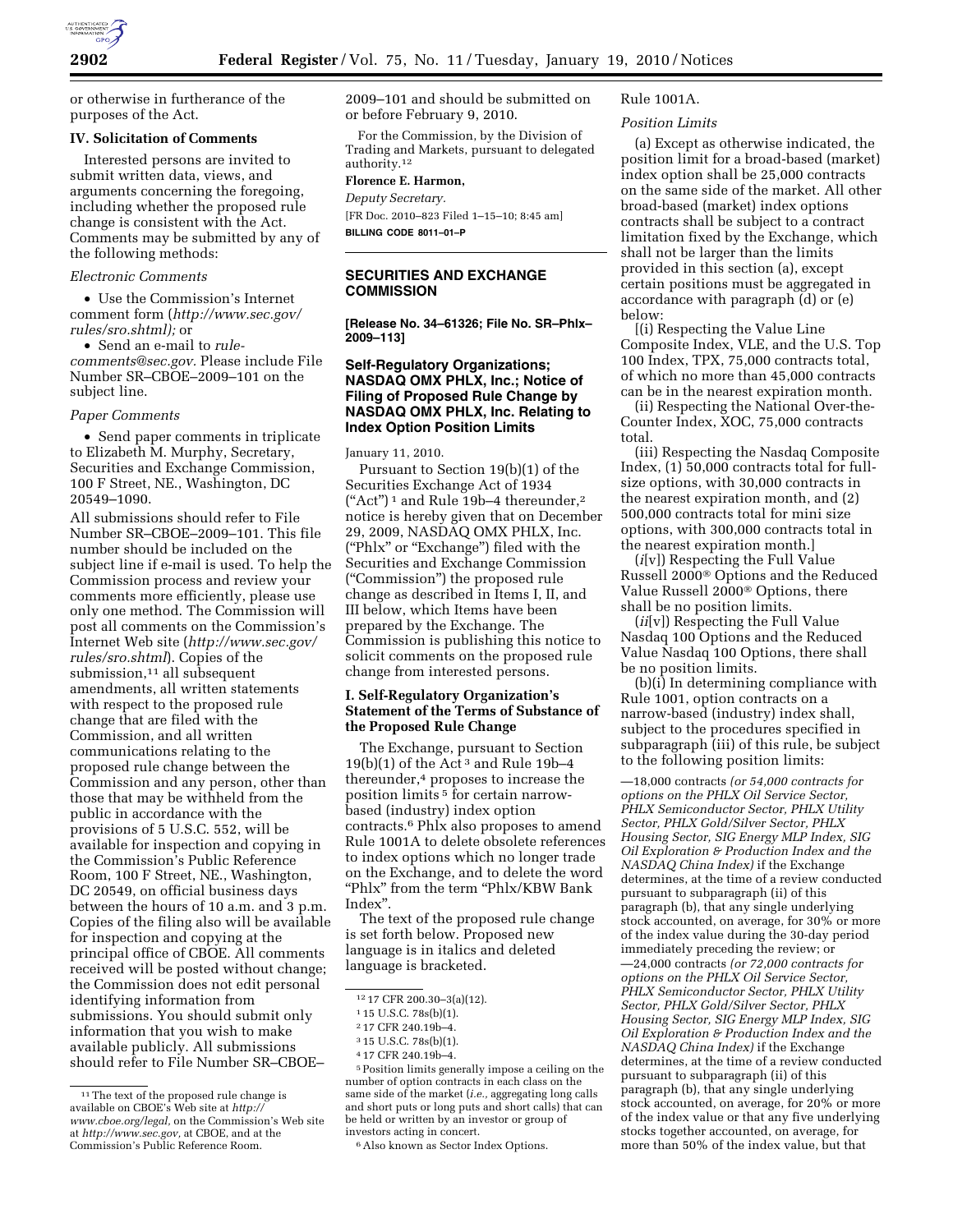or otherwise in furtherance of the purposes of the Act.

### IV. Solicitation of Comments

Interested persons are invited to submit written data, views, and arguments concerning the foregoing, including whether the proposed rule change is consistent with the Act. Comments may be submitted by any of the following methods:

*Electronic Comments*

- Use the Commission's Internet comment form (*http://www.sec.gov/rules/sro.shtml);* or
- Send an e-mail to *rule-comments@sec.gov.* Please include File Number SR–CBOE–2009–101 on the subject line.

*Paper Comments*

- Send paper comments in triplicate to Elizabeth M. Murphy, Secretary, Securities and Exchange Commission, 100 F Street, NE., Washington, DC 20549–1090.

All submissions should refer to File Number SR–CBOE–2009–101. This file number should be included on the subject line if e-mail is used. To help the Commission process and review your comments more efficiently, please use only one method. The Commission will post all comments on the Commission's Internet Web site (*http://www.sec.gov/rules/sro.shtml*). Copies of the submission,[11] all subsequent amendments, all written statements with respect to the proposed rule change that are filed with the Commission, and all written communications relating to the proposed rule change between the Commission and any person, other than those that may be withheld from the public in accordance with the provisions of 5 U.S.C. 552, will be available for inspection and copying in the Commission's Public Reference Room, 100 F Street, NE., Washington, DC 20549, on official business days between the hours of 10 a.m. and 3 p.m. Copies of the filing also will be available for inspection and copying at the principal office of CBOE. All comments received will be posted without change; the Commission does not edit personal identifying information from submissions. You should submit only information that you wish to make available publicly. All submissions should refer to File Number SR–CBOE–2009–101 and should be submitted on or before February 9, 2010.

For the Commission, by the Division of Trading and Markets, pursuant to delegated authority.[12]

**Florence E. Harmon,**

*Deputy Secretary.*

[FR Doc. 2010–823 Filed 1–15–10; 8:45 am]

**BILLING CODE 8011–01–P**

---

## SECURITIES AND EXCHANGE COMMISSION

**[Release No. 34–61326; File No. SR–Phlx–2009–113]**

## Self-Regulatory Organizations; NASDAQ OMX PHLX, Inc.; Notice of Filing of Proposed Rule Change by NASDAQ OMX PHLX, Inc. Relating to Index Option Position Limits

January 11, 2010.

Pursuant to Section 19(b)(1) of the Securities Exchange Act of 1934 ("Act")[1] and Rule 19b–4 thereunder,[2] notice is hereby given that on December 29, 2009, NASDAQ OMX PHLX, Inc. ("Phlx" or "Exchange") filed with the Securities and Exchange Commission ("Commission") the proposed rule change as described in Items I, II, and III below, which Items have been prepared by the Exchange. The Commission is publishing this notice to solicit comments on the proposed rule change from interested persons.

### I. Self-Regulatory Organization's Statement of the Terms of Substance of the Proposed Rule Change

The Exchange, pursuant to Section 19(b)(1) of the Act[3] and Rule 19b–4 thereunder,[4] proposes to increase the position limits[5] for certain narrow-based (industry) index option contracts.[6] Phlx also proposes to amend Rule 1001A to delete obsolete references to index options which no longer trade on the Exchange, and to delete the word "Phlx" from the term "Phlx/KBW Bank Index".

The text of the proposed rule change is set forth below. Proposed new language is in italics and deleted language is bracketed.

Rule 1001A.

*Position Limits*

(a) Except as otherwise indicated, the position limit for a broad-based (market) index option shall be 25,000 contracts on the same side of the market. All other broad-based (market) index options contracts shall be subject to a contract limitation fixed by the Exchange, which shall not be larger than the limits provided in this section (a), except certain positions must be aggregated in accordance with paragraph (d) or (e) below:

[(i) Respecting the Value Line Composite Index, VLE, and the U.S. Top 100 Index, TPX, 75,000 contracts total, of which no more than 45,000 contracts can be in the nearest expiration month.

(ii) Respecting the National Over-the-Counter Index, XOC, 75,000 contracts total.

(iii) Respecting the Nasdaq Composite Index, (1) 50,000 contracts total for full-size options, with 30,000 contracts in the nearest expiration month, and (2) 500,000 contracts total for mini size options, with 300,000 contracts total in the nearest expiration month.]

(*i*[v]) Respecting the Full Value Russell 2000® Options and the Reduced Value Russell 2000® Options, there shall be no position limits.

(*ii*[v]) Respecting the Full Value Nasdaq 100 Options and the Reduced Value Nasdaq 100 Options, there shall be no position limits.

(b)(i) In determining compliance with Rule 1001, option contracts on a narrow-based (industry) index shall, subject to the procedures specified in subparagraph (iii) of this rule, be subject to the following position limits:

—18,000 contracts *(or 54,000 contracts for options on the PHLX Oil Service Sector, PHLX Semiconductor Sector, PHLX Utility Sector, PHLX Gold/Silver Sector, PHLX Housing Sector, SIG Energy MLP Index, SIG Oil Exploration & Production Index and the NASDAQ China Index)* if the Exchange determines, at the time of a review conducted pursuant to subparagraph (ii) of this paragraph (b), that any single underlying stock accounted, on average, for 30% or more of the index value during the 30-day period immediately preceding the review; or

—24,000 contracts *(or 72,000 contracts for options on the PHLX Oil Service Sector, PHLX Semiconductor Sector, PHLX Utility Sector, PHLX Gold/Silver Sector, PHLX Housing Sector, SIG Energy MLP Index, SIG Oil Exploration & Production Index and the NASDAQ China Index)* if the Exchange determines, at the time of a review conducted pursuant to subparagraph (ii) of this paragraph (b), that any single underlying stock accounted, on average, for 20% or more of the index value or that any five underlying stocks together accounted, on average, for more than 50% of the index value, but that

---

[11] The text of the proposed rule change is available on CBOE's Web site at *http://www.cboe.org/legal,* on the Commission's Web site at *http://www.sec.gov,* at CBOE, and at the Commission's Public Reference Room.

[12] 17 CFR 200.30–3(a)(12).

[1] 15 U.S.C. 78s(b)(1).

[2] 17 CFR 240.19b–4.

[3] 15 U.S.C. 78s(b)(1).

[4] 17 CFR 240.19b–4.

[5] Position limits generally impose a ceiling on the number of option contracts in each class on the same side of the market (*i.e.,* aggregating long calls and short puts or long puts and short calls) that can be held or written by an investor or group of investors acting in concert.

[6] Also known as Sector Index Options.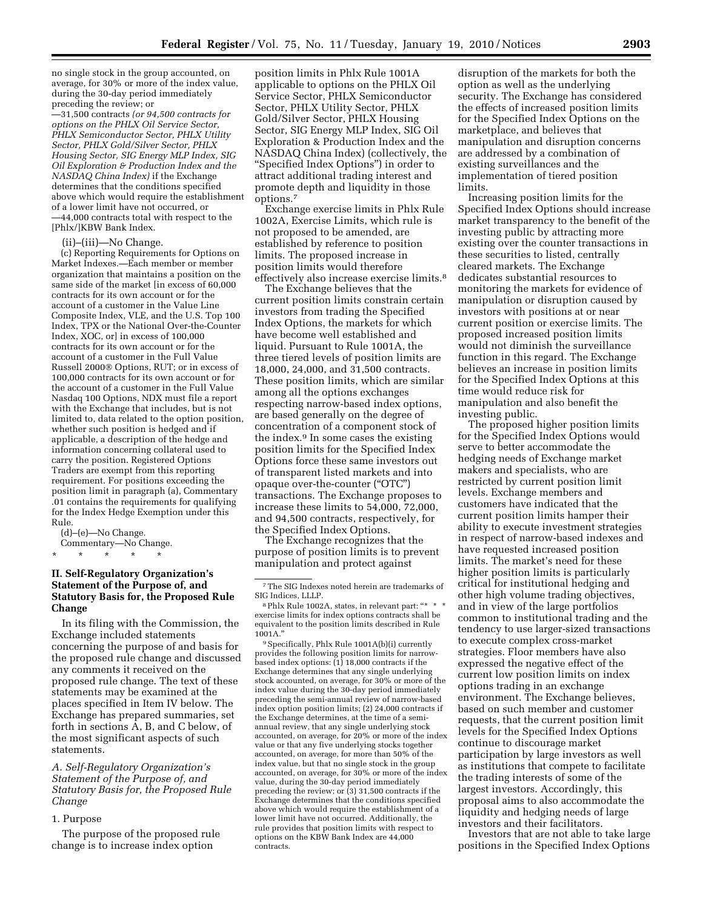no single stock in the group accounted, on average, for 30% or more of the index value, during the 30-day period immediately preceding the review; or

—31,500 contracts *(or 94,500 contracts for options on the PHLX Oil Service Sector, PHLX Semiconductor Sector, PHLX Utility Sector, PHLX Gold/Silver Sector, PHLX Housing Sector, SIG Energy MLP Index, SIG Oil Exploration & Production Index and the NASDAQ China Index)* if the Exchange determines that the conditions specified above which would require the establishment of a lower limit have not occurred, or

—44,000 contracts total with respect to the [Phlx/]KBW Bank Index.

(ii)–(iii)—No Change.

(c) Reporting Requirements for Options on Market Indexes.—Each member or member organization that maintains a position on the same side of the market [in excess of 60,000 contracts for its own account or for the account of a customer in the Value Line Composite Index, VLE, and the U.S. Top 100 Index, TPX or the National Over-the-Counter Index, XOC, or] in excess of 100,000 contracts for its own account or for the account of a customer in the Full Value Russell 2000® Options, RUT; or in excess of 100,000 contracts for its own account or for the account of a customer in the Full Value Nasdaq 100 Options, NDX must file a report with the Exchange that includes, but is not limited to, data related to the option position, whether such position is hedged and if applicable, a description of the hedge and information concerning collateral used to carry the position. Registered Options Traders are exempt from this reporting requirement. For positions exceeding the position limit in paragraph (a), Commentary .01 contains the requirements for qualifying for the Index Hedge Exemption under this Rule.

(d)–(e)—No Change.

Commentary—No Change.

\* \* \* \* \*

## II. Self-Regulatory Organization's Statement of the Purpose of, and Statutory Basis for, the Proposed Rule Change

In its filing with the Commission, the Exchange included statements concerning the purpose of and basis for the proposed rule change and discussed any comments it received on the proposed rule change. The text of these statements may be examined at the places specified in Item IV below. The Exchange has prepared summaries, set forth in sections A, B, and C below, of the most significant aspects of such statements.

### *A. Self-Regulatory Organization's Statement of the Purpose of, and Statutory Basis for, the Proposed Rule Change*

#### 1. Purpose

The purpose of the proposed rule change is to increase index option position limits in Phlx Rule 1001A applicable to options on the PHLX Oil Service Sector, PHLX Semiconductor Sector, PHLX Utility Sector, PHLX Gold/Silver Sector, PHLX Housing Sector, SIG Energy MLP Index, SIG Oil Exploration & Production Index and the NASDAQ China Index) (collectively, the "Specified Index Options") in order to attract additional trading interest and promote depth and liquidity in those options.[7]

Exchange exercise limits in Phlx Rule 1002A, Exercise Limits, which rule is not proposed to be amended, are established by reference to position limits. The proposed increase in position limits would therefore effectively also increase exercise limits.[8]

The Exchange believes that the current position limits constrain certain investors from trading the Specified Index Options, the markets for which have become well established and liquid. Pursuant to Rule 1001A, the three tiered levels of position limits are 18,000, 24,000, and 31,500 contracts. These position limits, which are similar among all the options exchanges respecting narrow-based index options, are based generally on the degree of concentration of a component stock of the index.[9] In some cases the existing position limits for the Specified Index Options force these same investors out of transparent listed markets and into opaque over-the-counter ("OTC") transactions. The Exchange proposes to increase these limits to 54,000, 72,000, and 94,500 contracts, respectively, for the Specified Index Options.

The Exchange recognizes that the purpose of position limits is to prevent manipulation and protect against disruption of the markets for both the option as well as the underlying security. The Exchange has considered the effects of increased position limits for the Specified Index Options on the marketplace, and believes that manipulation and disruption concerns are addressed by a combination of existing surveillances and the implementation of tiered position limits.

Increasing position limits for the Specified Index Options should increase market transparency to the benefit of the investing public by attracting more existing over the counter transactions in these securities to listed, centrally cleared markets. The Exchange dedicates substantial resources to monitoring the markets for evidence of manipulation or disruption caused by investors with positions at or near current position or exercise limits. The proposed increased position limits would not diminish the surveillance function in this regard. The Exchange believes an increase in position limits for the Specified Index Options at this time would reduce risk for manipulation and also benefit the investing public.

The proposed higher position limits for the Specified Index Options would serve to better accommodate the hedging needs of Exchange market makers and specialists, who are restricted by current position limit levels. Exchange members and customers have indicated that the current position limits hamper their ability to execute investment strategies in respect of narrow-based indexes and have requested increased position limits. The market's need for these higher position limits is particularly critical for institutional hedging and other high volume trading objectives, and in view of the large portfolios common to institutional trading and the tendency to use larger-sized transactions to execute complex cross-market strategies. Floor members have also expressed the negative effect of the current low position limits on index options trading in an exchange environment. The Exchange believes, based on such member and customer requests, that the current position limit levels for the Specified Index Options continue to discourage market participation by large investors as well as institutions that compete to facilitate the trading interests of some of the largest investors. Accordingly, this proposal aims to also accommodate the liquidity and hedging needs of large investors and their facilitators.

Investors that are not able to take large positions in the Specified Index Options

---

[7] The SIG Indexes noted herein are trademarks of SIG Indices, LLLP.

[8] Phlx Rule 1002A, states, in relevant part: "\* \* \* exercise limits for index options contracts shall be equivalent to the position limits described in Rule 1001A."

[9] Specifically, Phlx Rule 1001A(b)(i) currently provides the following position limits for narrow-based index options: (1) 18,000 contracts if the Exchange determines that any single underlying stock accounted, on average, for 30% or more of the index value during the 30-day period immediately preceding the semi-annual review of narrow-based index option position limits; (2) 24,000 contracts if the Exchange determines, at the time of a semi-annual review, that any single underlying stock accounted, on average, for 20% or more of the index value or that any five underlying stocks together accounted, on average, for more than 50% of the index value, but that no single stock in the group accounted, on average, for 30% or more of the index value, during the 30-day period immediately preceding the review; or (3) 31,500 contracts if the Exchange determines that the conditions specified above which would require the establishment of a lower limit have not occurred. Additionally, the rule provides that position limits with respect to options on the KBW Bank Index are 44,000 contracts.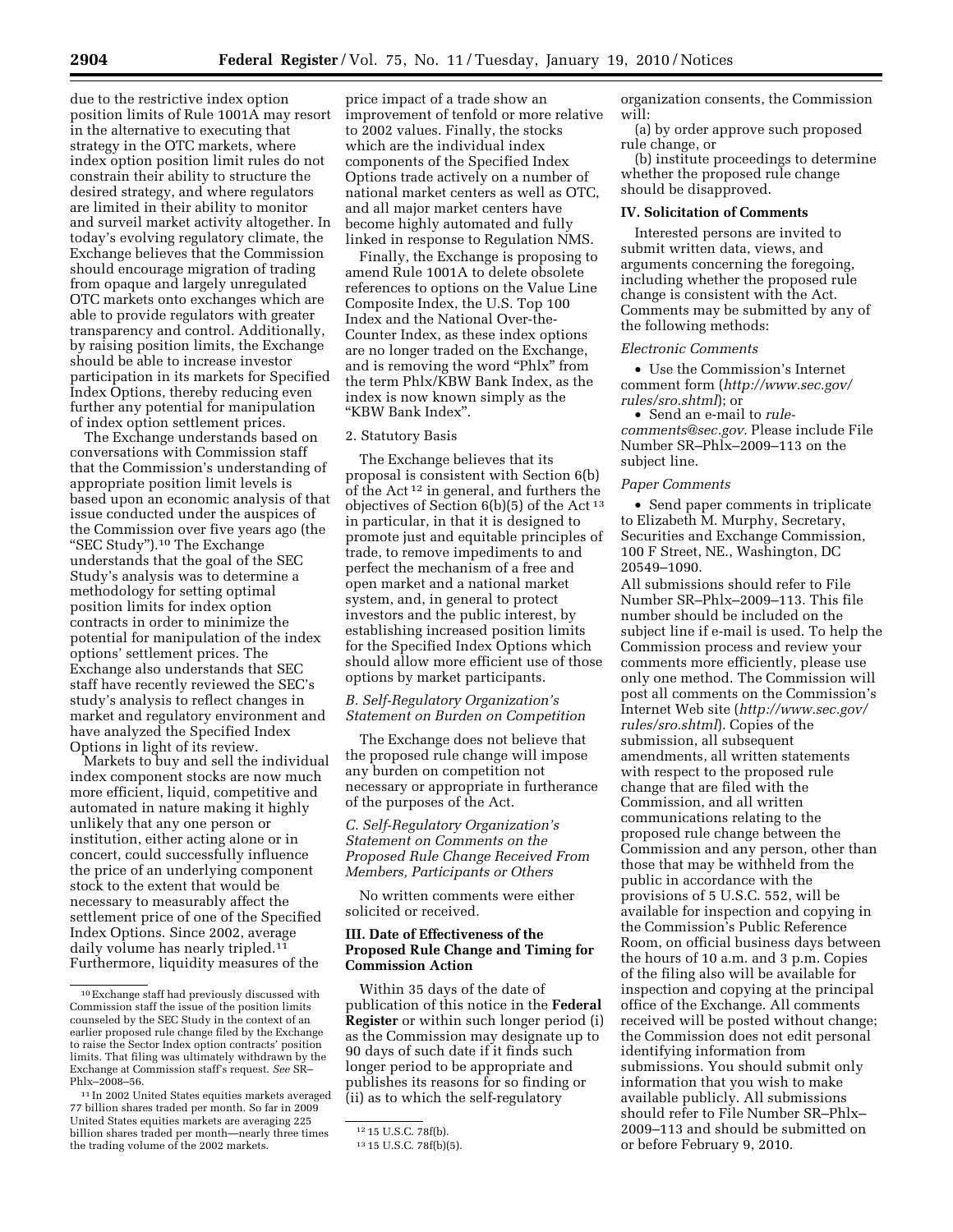due to the restrictive index option position limits of Rule 1001A may resort in the alternative to executing that strategy in the OTC markets, where index option position limit rules do not constrain their ability to structure the desired strategy, and where regulators are limited in their ability to monitor and surveil market activity altogether. In today's evolving regulatory climate, the Exchange believes that the Commission should encourage migration of trading from opaque and largely unregulated OTC markets onto exchanges which are able to provide regulators with greater transparency and control. Additionally, by raising position limits, the Exchange should be able to increase investor participation in its markets for Specified Index Options, thereby reducing even further any potential for manipulation of index option settlement prices.

The Exchange understands based on conversations with Commission staff that the Commission's understanding of appropriate position limit levels is based upon an economic analysis of that issue conducted under the auspices of the Commission over five years ago (the "SEC Study").[10] The Exchange understands that the goal of the SEC Study's analysis was to determine a methodology for setting optimal position limits for index option contracts in order to minimize the potential for manipulation of the index options' settlement prices. The Exchange also understands that SEC staff have recently reviewed the SEC's study's analysis to reflect changes in market and regulatory environment and have analyzed the Specified Index Options in light of its review.

Markets to buy and sell the individual index component stocks are now much more efficient, liquid, competitive and automated in nature making it highly unlikely that any one person or institution, either acting alone or in concert, could successfully influence the price of an underlying component stock to the extent that would be necessary to measurably affect the settlement price of one of the Specified Index Options. Since 2002, average daily volume has nearly tripled.[11] Furthermore, liquidity measures of the price impact of a trade show an improvement of tenfold or more relative to 2002 values. Finally, the stocks which are the individual index components of the Specified Index Options trade actively on a number of national market centers as well as OTC, and all major market centers have become highly automated and fully linked in response to Regulation NMS.

Finally, the Exchange is proposing to amend Rule 1001A to delete obsolete references to options on the Value Line Composite Index, the U.S. Top 100 Index and the National Over-the-Counter Index, as these index options are no longer traded on the Exchange, and is removing the word "Phlx" from the term Phlx/KBW Bank Index, as the index is now known simply as the "KBW Bank Index".

2. Statutory Basis

The Exchange believes that its proposal is consistent with Section 6(b) of the Act [12] in general, and furthers the objectives of Section 6(b)(5) of the Act [13] in particular, in that it is designed to promote just and equitable principles of trade, to remove impediments to and perfect the mechanism of a free and open market and a national market system, and, in general to protect investors and the public interest, by establishing increased position limits for the Specified Index Options which should allow more efficient use of those options by market participants.

*B. Self-Regulatory Organization's Statement on Burden on Competition*

The Exchange does not believe that the proposed rule change will impose any burden on competition not necessary or appropriate in furtherance of the purposes of the Act.

*C. Self-Regulatory Organization's Statement on Comments on the Proposed Rule Change Received From Members, Participants or Others*

No written comments were either solicited or received.

**III. Date of Effectiveness of the Proposed Rule Change and Timing for Commission Action**

Within 35 days of the date of publication of this notice in the **Federal Register** or within such longer period (i) as the Commission may designate up to 90 days of such date if it finds such longer period to be appropriate and publishes its reasons for so finding or (ii) as to which the self-regulatory organization consents, the Commission will:

(a) by order approve such proposed rule change, or

(b) institute proceedings to determine whether the proposed rule change should be disapproved.

**IV. Solicitation of Comments**

Interested persons are invited to submit written data, views, and arguments concerning the foregoing, including whether the proposed rule change is consistent with the Act. Comments may be submitted by any of the following methods:

*Electronic Comments*

- Use the Commission's Internet comment form (*http://www.sec.gov/rules/sro.shtml*); or
- Send an e-mail to *rule-comments@sec.gov*. Please include File Number SR–Phlx–2009–113 on the subject line.

*Paper Comments*

- Send paper comments in triplicate to Elizabeth M. Murphy, Secretary, Securities and Exchange Commission, 100 F Street, NE., Washington, DC 20549–1090.

All submissions should refer to File Number SR–Phlx–2009–113. This file number should be included on the subject line if e-mail is used. To help the Commission process and review your comments more efficiently, please use only one method. The Commission will post all comments on the Commission's Internet Web site (*http://www.sec.gov/rules/sro.shtml*). Copies of the submission, all subsequent amendments, all written statements with respect to the proposed rule change that are filed with the Commission, and all written communications relating to the proposed rule change between the Commission and any person, other than those that may be withheld from the public in accordance with the provisions of 5 U.S.C. 552, will be available for inspection and copying in the Commission's Public Reference Room, on official business days between the hours of 10 a.m. and 3 p.m. Copies of the filing also will be available for inspection and copying at the principal office of the Exchange. All comments received will be posted without change; the Commission does not edit personal identifying information from submissions. You should submit only information that you wish to make available publicly. All submissions should refer to File Number SR–Phlx–2009–113 and should be submitted on or before February 9, 2010.

---

[10] Exchange staff had previously discussed with Commission staff the issue of the position limits counseled by the SEC Study in the context of an earlier proposed rule change filed by the Exchange to raise the Sector Index option contracts' position limits. That filing was ultimately withdrawn by the Exchange at Commission staff's request. *See* SR–Phlx–2008–56.

[11] In 2002 United States equities markets averaged 77 billion shares traded per month. So far in 2009 United States equities markets are averaging 225 billion shares traded per month—nearly three times the trading volume of the 2002 markets.

[12] 15 U.S.C. 78f(b).

[13] 15 U.S.C. 78f(b)(5).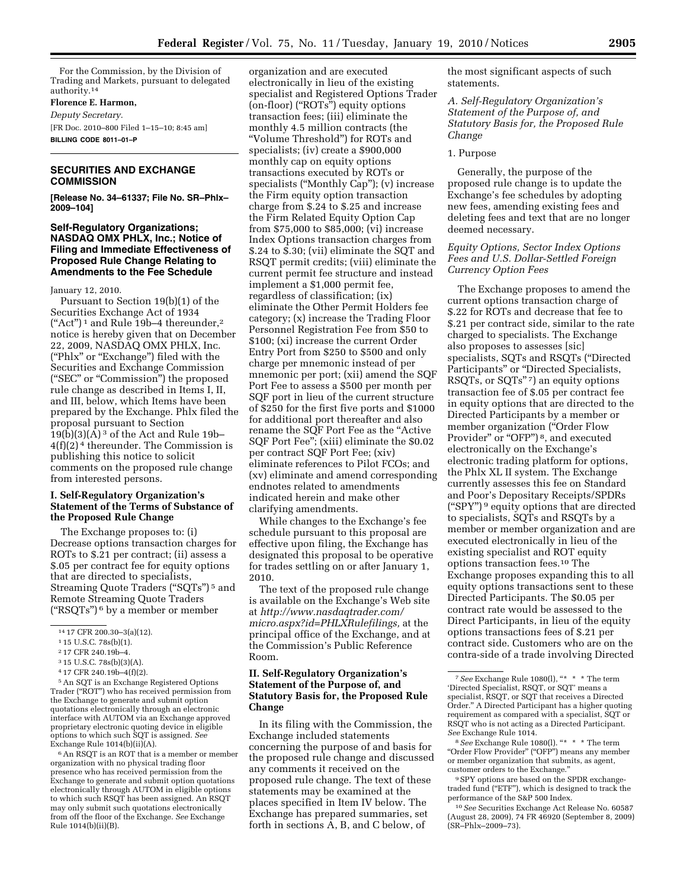For the Commission, by the Division of Trading and Markets, pursuant to delegated authority.[14]

**Florence E. Harmon,**

*Deputy Secretary.*

[FR Doc. 2010–800 Filed 1–15–10; 8:45 am]

**BILLING CODE 8011–01–P**

---

## SECURITIES AND EXCHANGE COMMISSION

**[Release No. 34–61337; File No. SR–Phlx–2009–104]**

### Self-Regulatory Organizations; NASDAQ OMX PHLX, Inc.; Notice of Filing and Immediate Effectiveness of Proposed Rule Change Relating to Amendments to the Fee Schedule

January 12, 2010.

Pursuant to Section 19(b)(1) of the Securities Exchange Act of 1934 ("Act")[1] and Rule 19b–4 thereunder,[2] notice is hereby given that on December 22, 2009, NASDAQ OMX PHLX, Inc. ("Phlx" or "Exchange") filed with the Securities and Exchange Commission ("SEC" or "Commission") the proposed rule change as described in Items I, II, and III, below, which Items have been prepared by the Exchange. Phlx filed the proposal pursuant to Section 19(b)(3)(A)[3] of the Act and Rule 19b–4(f)(2)[4] thereunder. The Commission is publishing this notice to solicit comments on the proposed rule change from interested persons.

#### I. Self-Regulatory Organization's Statement of the Terms of Substance of the Proposed Rule Change

The Exchange proposes to: (i) Decrease options transaction charges for ROTs to $.21 per contract; (ii) assess a $.05 per contract fee for equity options that are directed to specialists, Streaming Quote Traders ("SQTs")[5] and Remote Streaming Quote Traders ("RSQTs")[6] by a member or member organization and are executed electronically in lieu of the existing specialist and Registered Options Trader (on-floor) ("ROTs") equity options transaction fees; (iii) eliminate the monthly 4.5 million contracts (the "Volume Threshold") for ROTs and specialists; (iv) create a $900,000 monthly cap on equity options transactions executed by ROTs or specialists ("Monthly Cap"); (v) increase the Firm equity option transaction charge from $.24 to $.25 and increase the Firm Related Equity Option Cap from $75,000 to $85,000; (vi) increase Index Options transaction charges from $.24 to $.30; (vii) eliminate the SQT and RSQT permit credits; (viii) eliminate the current permit fee structure and instead implement a $1,000 permit fee, regardless of classification; (ix) eliminate the Other Permit Holders fee category; (x) increase the Trading Floor Personnel Registration Fee from $50 to $100; (xi) increase the current Order Entry Port from $250 to $500 and only charge per mnemonic instead of per mnemonic per port; (xii) amend the SQF Port Fee to assess a $500 per month per SQF port in lieu of the current structure of $250 for the first five ports and $1000 for additional port thereafter and also rename the SQF Port Fee as the "Active SQF Port Fee"; (xiii) eliminate the $0.02 per contract SQF Port Fee; (xiv) eliminate references to Pilot FCOs; and (xv) eliminate and amend corresponding endnotes related to amendments indicated herein and make other clarifying amendments.

While changes to the Exchange's fee schedule pursuant to this proposal are effective upon filing, the Exchange has designated this proposal to be operative for trades settling on or after January 1, 2010.

The text of the proposed rule change is available on the Exchange's Web site at *http://www.nasdaqtrader.com/micro.aspx?id=PHLXRulefilings,* at the principal office of the Exchange, and at the Commission's Public Reference Room.

#### II. Self-Regulatory Organization's Statement of the Purpose of, and Statutory Basis for, the Proposed Rule Change

In its filing with the Commission, the Exchange included statements concerning the purpose of and basis for the proposed rule change and discussed any comments it received on the proposed rule change. The text of these statements may be examined at the places specified in Item IV below. The Exchange has prepared summaries, set forth in sections A, B, and C below, of the most significant aspects of such statements.

*A. Self-Regulatory Organization's Statement of the Purpose of, and Statutory Basis for, the Proposed Rule Change*

1. Purpose

Generally, the purpose of the proposed rule change is to update the Exchange's fee schedules by adopting new fees, amending existing fees and deleting fees and text that are no longer deemed necessary.

*Equity Options, Sector Index Options Fees and U.S. Dollar-Settled Foreign Currency Option Fees*

The Exchange proposes to amend the current options transaction charge of $.22 for ROTs and decrease that fee to $.21 per contract side, similar to the rate charged to specialists. The Exchange also proposes to assesses [sic] specialists, SQTs and RSQTs ("Directed Participants" or "Directed Specialists, RSQTs, or SQTs"[7]) an equity options transaction fee of $.05 per contract fee in equity options that are directed to the Directed Participants by a member or member organization ("Order Flow Provider" or "OFP")[8], and executed electronically on the Exchange's electronic trading platform for options, the Phlx XL II system. The Exchange currently assesses this fee on Standard and Poor's Depositary Receipts/SPDRs ("SPY")[9] equity options that are directed to specialists, SQTs and RSQTs by a member or member organization and are executed electronically in lieu of the existing specialist and ROT equity options transaction fees.[10] The Exchange proposes expanding this to all equity options transactions sent to these Directed Participants. The $0.05 per contract rate would be assessed to the Direct Participants, in lieu of the equity options transactions fees of $.21 per contract side. Customers who are on the contra-side of a trade involving Directed

---

[14] 17 CFR 200.30–3(a)(12).

[1] 15 U.S.C. 78s(b)(1).

[2] 17 CFR 240.19b–4.

[3] 15 U.S.C. 78s(b)(3)(A).

[4] 17 CFR 240.19b–4(f)(2).

[5] An SQT is an Exchange Registered Options Trader ("ROT") who has received permission from the Exchange to generate and submit option quotations electronically through an electronic interface with AUTOM via an Exchange approved proprietary electronic quoting device in eligible options to which such SQT is assigned. *See* Exchange Rule 1014(b)(ii)(A).

[6] An RSQT is an ROT that is a member or member organization with no physical trading floor presence who has received permission from the Exchange to generate and submit option quotations electronically through AUTOM in eligible options to which such RSQT has been assigned. An RSQT may only submit such quotations electronically from off the floor of the Exchange. *See* Exchange Rule 1014(b)(ii)(B).

[7] *See* Exchange Rule 1080(l). "* * * The term 'Directed Specialist, RSQT, or SQT' means a specialist, RSQT, or SQT that receives a Directed Order." A Directed Participant has a higher quoting requirement as compared with a specialist, SQT or RSQT who is not acting as a Directed Participant. *See* Exchange Rule 1014.

[8] *See* Exchange Rule 1080(l). "* * * The term "Order Flow Provider" ("OFP") means any member or member organization that submits, as agent, customer orders to the Exchange."

[9] SPY options are based on the SPDR exchange-traded fund ("ETF"), which is designed to track the performance of the S&P 500 Index.

[10] *See* Securities Exchange Act Release No. 60587 (August 28, 2009), 74 FR 46920 (September 8, 2009) (SR–Phlx–2009–73).